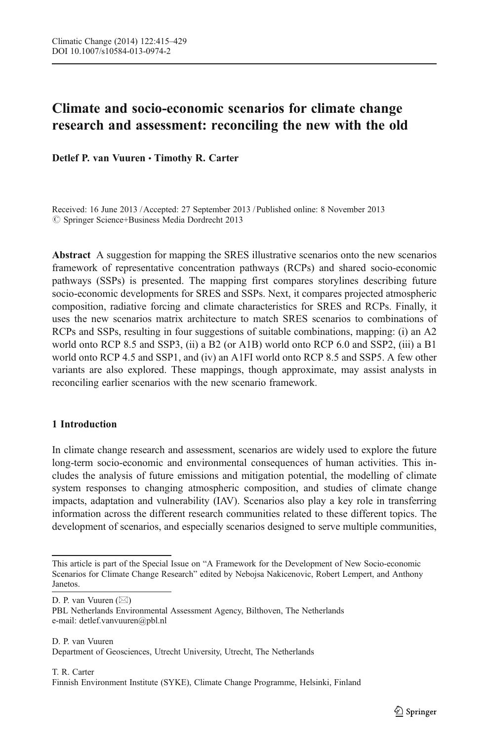# Climate and socio-economic scenarios for climate change research and assessment: reconciling the new with the old

**Detlef P. van Vuuren · Timothy R. Carter**

Received: 16 June 2013 / Accepted: 27 September 2013 / Published online: 8 November 2013
© Springer Science+Business Media Dordrecht 2013

**Abstract** A suggestion for mapping the SRES illustrative scenarios onto the new scenarios framework of representative concentration pathways (RCPs) and shared socio-economic pathways (SSPs) is presented. The mapping first compares storylines describing future socio-economic developments for SRES and SSPs. Next, it compares projected atmospheric composition, radiative forcing and climate characteristics for SRES and RCPs. Finally, it uses the new scenarios matrix architecture to match SRES scenarios to combinations of RCPs and SSPs, resulting in four suggestions of suitable combinations, mapping: (i) an A2 world onto RCP 8.5 and SSP3, (ii) a B2 (or A1B) world onto RCP 6.0 and SSP2, (iii) a B1 world onto RCP 4.5 and SSP1, and (iv) an A1FI world onto RCP 8.5 and SSP5. A few other variants are also explored. These mappings, though approximate, may assist analysts in reconciling earlier scenarios with the new scenario framework.

## 1 Introduction

In climate change research and assessment, scenarios are widely used to explore the future long-term socio-economic and environmental consequences of human activities. This includes the analysis of future emissions and mitigation potential, the modelling of climate system responses to changing atmospheric composition, and studies of climate change impacts, adaptation and vulnerability (IAV). Scenarios also play a key role in transferring information across the different research communities related to these different topics. The development of scenarios, and especially scenarios designed to serve multiple communities,

---

This article is part of the Special Issue on "A Framework for the Development of New Socio-economic Scenarios for Climate Change Research" edited by Nebojsa Nakicenovic, Robert Lempert, and Anthony Janetos.

D. P. van Vuuren (✉)
PBL Netherlands Environmental Assessment Agency, Bilthoven, The Netherlands
e-mail: detlef.vanvuuren@pbl.nl

D. P. van Vuuren
Department of Geosciences, Utrecht University, Utrecht, The Netherlands

T. R. Carter
Finnish Environment Institute (SYKE), Climate Change Programme, Helsinki, Finland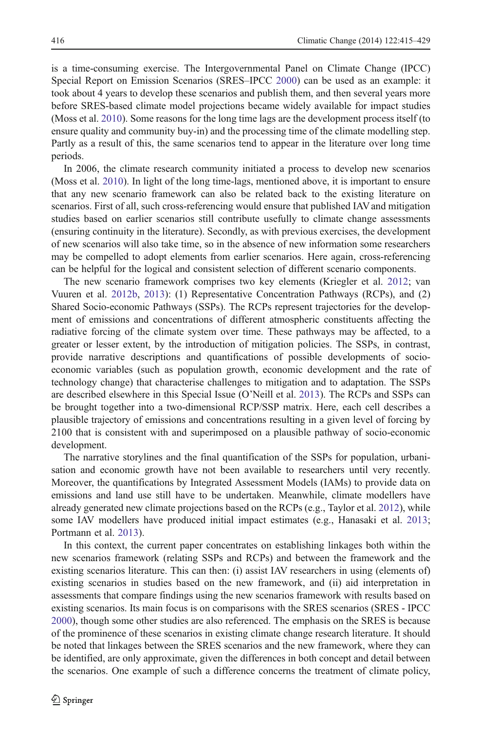is a time-consuming exercise. The Intergovernmental Panel on Climate Change (IPCC) Special Report on Emission Scenarios (SRES–IPCC 2000) can be used as an example: it took about 4 years to develop these scenarios and publish them, and then several years more before SRES-based climate model projections became widely available for impact studies (Moss et al. 2010). Some reasons for the long time lags are the development process itself (to ensure quality and community buy-in) and the processing time of the climate modelling step. Partly as a result of this, the same scenarios tend to appear in the literature over long time periods.

In 2006, the climate research community initiated a process to develop new scenarios (Moss et al. 2010). In light of the long time-lags, mentioned above, it is important to ensure that any new scenario framework can also be related back to the existing literature on scenarios. First of all, such cross-referencing would ensure that published IAV and mitigation studies based on earlier scenarios still contribute usefully to climate change assessments (ensuring continuity in the literature). Secondly, as with previous exercises, the development of new scenarios will also take time, so in the absence of new information some researchers may be compelled to adopt elements from earlier scenarios. Here again, cross-referencing can be helpful for the logical and consistent selection of different scenario components.

The new scenario framework comprises two key elements (Kriegler et al. 2012; van Vuuren et al. 2012b, 2013): (1) Representative Concentration Pathways (RCPs), and (2) Shared Socio-economic Pathways (SSPs). The RCPs represent trajectories for the development of emissions and concentrations of different atmospheric constituents affecting the radiative forcing of the climate system over time. These pathways may be affected, to a greater or lesser extent, by the introduction of mitigation policies. The SSPs, in contrast, provide narrative descriptions and quantifications of possible developments of socio-economic variables (such as population growth, economic development and the rate of technology change) that characterise challenges to mitigation and to adaptation. The SSPs are described elsewhere in this Special Issue (O'Neill et al. 2013). The RCPs and SSPs can be brought together into a two-dimensional RCP/SSP matrix. Here, each cell describes a plausible trajectory of emissions and concentrations resulting in a given level of forcing by 2100 that is consistent with and superimposed on a plausible pathway of socio-economic development.

The narrative storylines and the final quantification of the SSPs for population, urbanisation and economic growth have not been available to researchers until very recently. Moreover, the quantifications by Integrated Assessment Models (IAMs) to provide data on emissions and land use still have to be undertaken. Meanwhile, climate modellers have already generated new climate projections based on the RCPs (e.g., Taylor et al. 2012), while some IAV modellers have produced initial impact estimates (e.g., Hanasaki et al. 2013; Portmann et al. 2013).

In this context, the current paper concentrates on establishing linkages both within the new scenarios framework (relating SSPs and RCPs) and between the framework and the existing scenarios literature. This can then: (i) assist IAV researchers in using (elements of) existing scenarios in studies based on the new framework, and (ii) aid interpretation in assessments that compare findings using the new scenarios framework with results based on existing scenarios. Its main focus is on comparisons with the SRES scenarios (SRES - IPCC 2000), though some other studies are also referenced. The emphasis on the SRES is because of the prominence of these scenarios in existing climate change research literature. It should be noted that linkages between the SRES scenarios and the new framework, where they can be identified, are only approximate, given the differences in both concept and detail between the scenarios. One example of such a difference concerns the treatment of climate policy,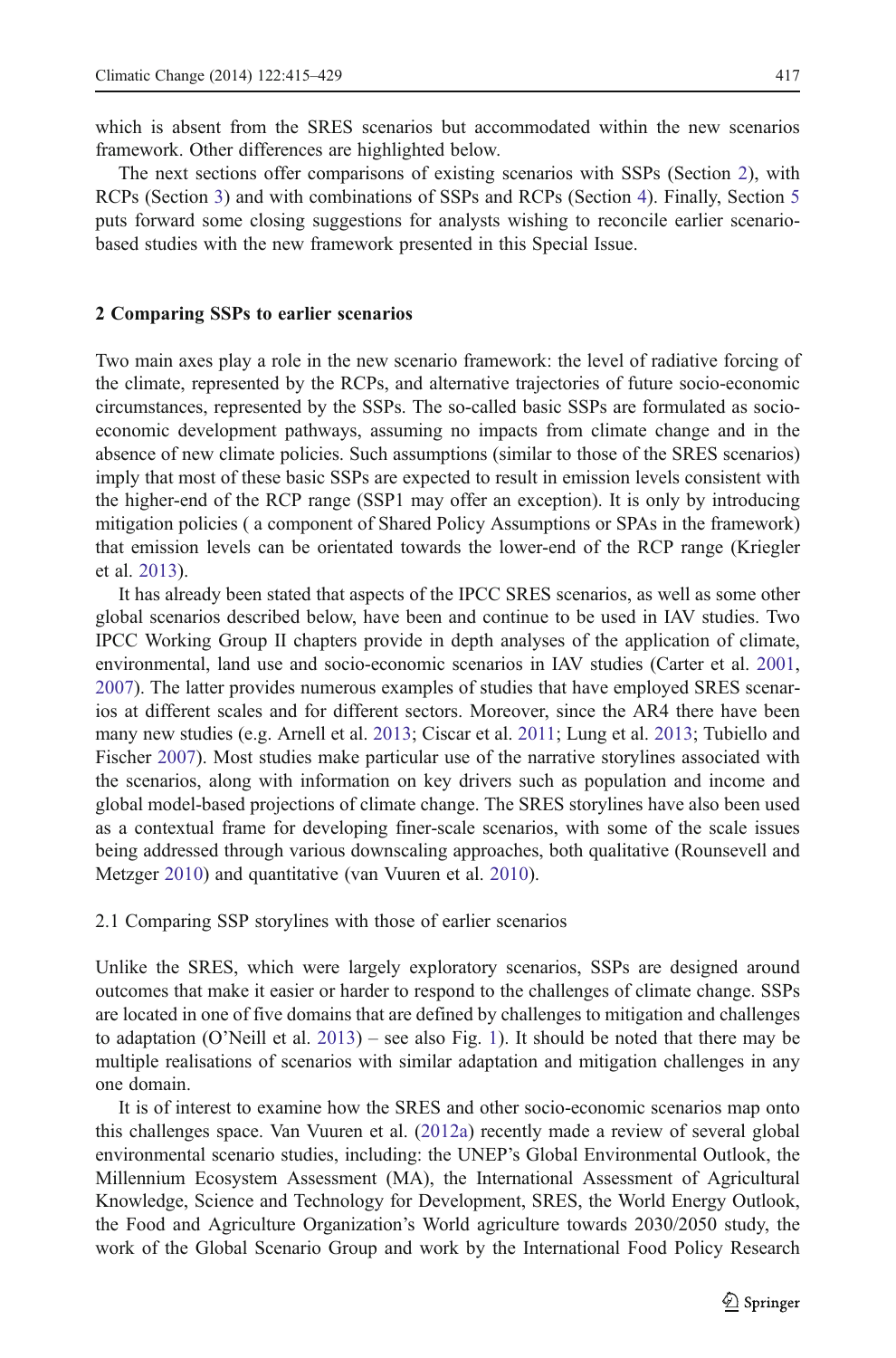which is absent from the SRES scenarios but accommodated within the new scenarios framework. Other differences are highlighted below.

The next sections offer comparisons of existing scenarios with SSPs (Section 2), with RCPs (Section 3) and with combinations of SSPs and RCPs (Section 4). Finally, Section 5 puts forward some closing suggestions for analysts wishing to reconcile earlier scenario-based studies with the new framework presented in this Special Issue.

## 2 Comparing SSPs to earlier scenarios

Two main axes play a role in the new scenario framework: the level of radiative forcing of the climate, represented by the RCPs, and alternative trajectories of future socio-economic circumstances, represented by the SSPs. The so-called basic SSPs are formulated as socio-economic development pathways, assuming no impacts from climate change and in the absence of new climate policies. Such assumptions (similar to those of the SRES scenarios) imply that most of these basic SSPs are expected to result in emission levels consistent with the higher-end of the RCP range (SSP1 may offer an exception). It is only by introducing mitigation policies ( a component of Shared Policy Assumptions or SPAs in the framework) that emission levels can be orientated towards the lower-end of the RCP range (Kriegler et al. 2013).

It has already been stated that aspects of the IPCC SRES scenarios, as well as some other global scenarios described below, have been and continue to be used in IAV studies. Two IPCC Working Group II chapters provide in depth analyses of the application of climate, environmental, land use and socio-economic scenarios in IAV studies (Carter et al. 2001, 2007). The latter provides numerous examples of studies that have employed SRES scenarios at different scales and for different sectors. Moreover, since the AR4 there have been many new studies (e.g. Arnell et al. 2013; Ciscar et al. 2011; Lung et al. 2013; Tubiello and Fischer 2007). Most studies make particular use of the narrative storylines associated with the scenarios, along with information on key drivers such as population and income and global model-based projections of climate change. The SRES storylines have also been used as a contextual frame for developing finer-scale scenarios, with some of the scale issues being addressed through various downscaling approaches, both qualitative (Rounsevell and Metzger 2010) and quantitative (van Vuuren et al. 2010).

### 2.1 Comparing SSP storylines with those of earlier scenarios

Unlike the SRES, which were largely exploratory scenarios, SSPs are designed around outcomes that make it easier or harder to respond to the challenges of climate change. SSPs are located in one of five domains that are defined by challenges to mitigation and challenges to adaptation (O'Neill et al. 2013) – see also Fig. 1). It should be noted that there may be multiple realisations of scenarios with similar adaptation and mitigation challenges in any one domain.

It is of interest to examine how the SRES and other socio-economic scenarios map onto this challenges space. Van Vuuren et al. (2012a) recently made a review of several global environmental scenario studies, including: the UNEP's Global Environmental Outlook, the Millennium Ecosystem Assessment (MA), the International Assessment of Agricultural Knowledge, Science and Technology for Development, SRES, the World Energy Outlook, the Food and Agriculture Organization's World agriculture towards 2030/2050 study, the work of the Global Scenario Group and work by the International Food Policy Research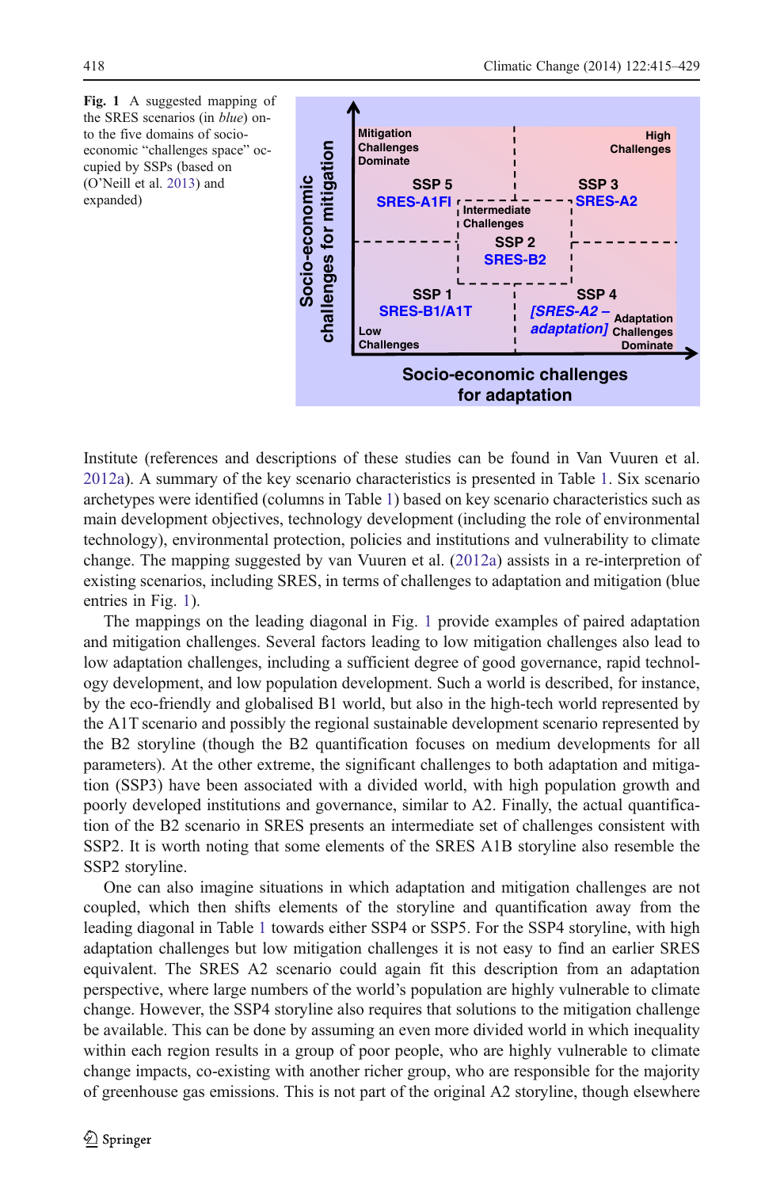**Fig. 1** A suggested mapping of the SRES scenarios (in *blue*) onto the five domains of socio-economic "challenges space" occupied by SSPs (based on (O'Neill et al. 2013) and expanded)

Institute (references and descriptions of these studies can be found in Van Vuuren et al. 2012a). A summary of the key scenario characteristics is presented in Table 1. Six scenario archetypes were identified (columns in Table 1) based on key scenario characteristics such as main development objectives, technology development (including the role of environmental technology), environmental protection, policies and institutions and vulnerability to climate change. The mapping suggested by van Vuuren et al. (2012a) assists in a re-interpretation of existing scenarios, including SRES, in terms of challenges to adaptation and mitigation (blue entries in Fig. 1).

The mappings on the leading diagonal in Fig. 1 provide examples of paired adaptation and mitigation challenges. Several factors leading to low mitigation challenges also lead to low adaptation challenges, including a sufficient degree of good governance, rapid technology development, and low population development. Such a world is described, for instance, by the eco-friendly and globalised B1 world, but also in the high-tech world represented by the A1T scenario and possibly the regional sustainable development scenario represented by the B2 storyline (though the B2 quantification focuses on medium developments for all parameters). At the other extreme, the significant challenges to both adaptation and mitigation (SSP3) have been associated with a divided world, with high population growth and poorly developed institutions and governance, similar to A2. Finally, the actual quantification of the B2 scenario in SRES presents an intermediate set of challenges consistent with SSP2. It is worth noting that some elements of the SRES A1B storyline also resemble the SSP2 storyline.

One can also imagine situations in which adaptation and mitigation challenges are not coupled, which then shifts elements of the storyline and quantification away from the leading diagonal in Table 1 towards either SSP4 or SSP5. For the SSP4 storyline, with high adaptation challenges but low mitigation challenges it is not easy to find an earlier SRES equivalent. The SRES A2 scenario could again fit this description from an adaptation perspective, where large numbers of the world's population are highly vulnerable to climate change. However, the SSP4 storyline also requires that solutions to the mitigation challenge be available. This can be done by assuming an even more divided world in which inequality within each region results in a group of poor people, who are highly vulnerable to climate change impacts, co-existing with another richer group, who are responsible for the majority of greenhouse gas emissions. This is not part of the original A2 storyline, though elsewhere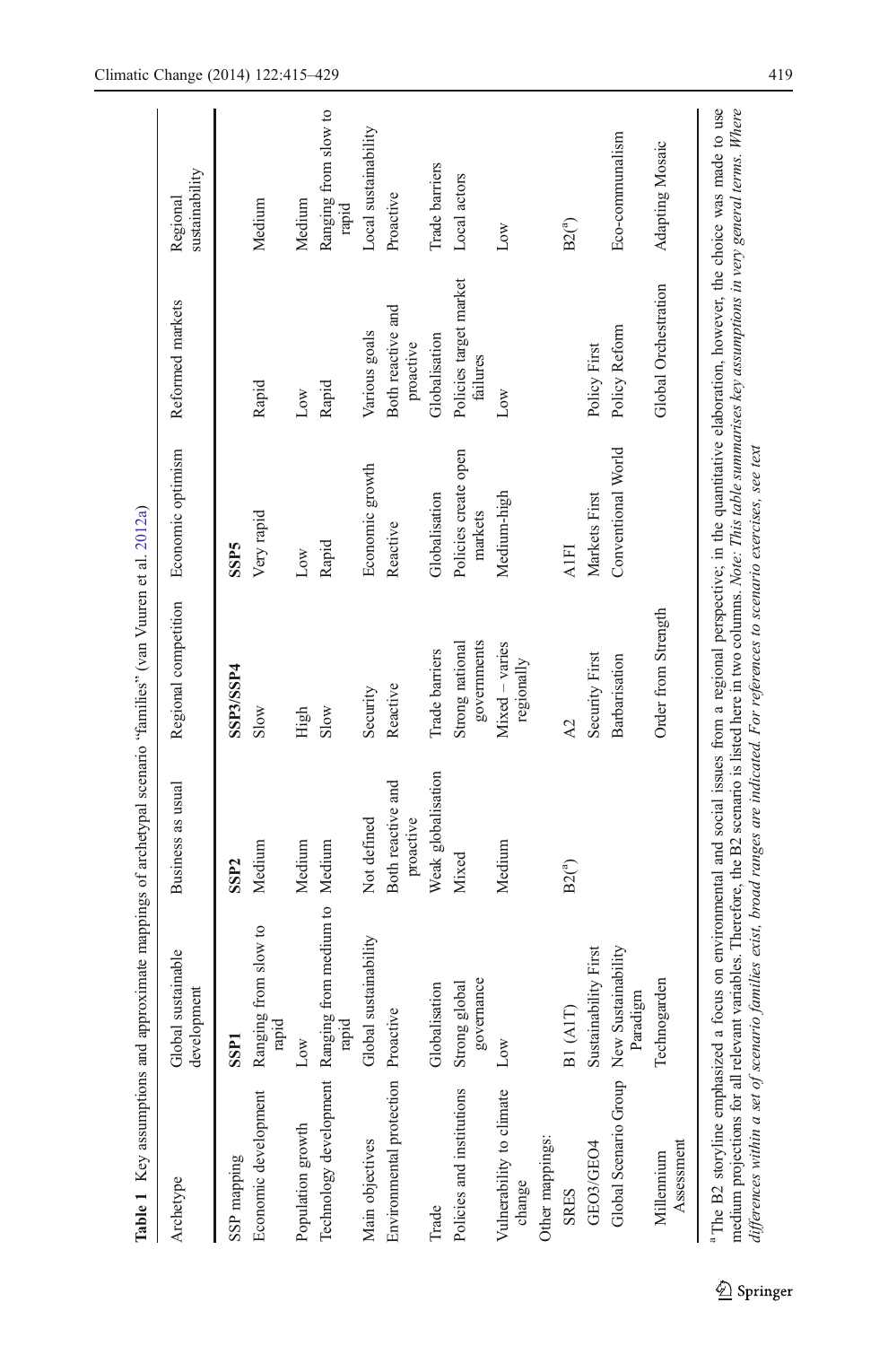**Table 1** Key assumptions and approximate mappings of archetypal scenario "families" (van Vuuren et al. 2012a)

| Archetype | Global sustainable development | Business as usual | Regional competition | Economic optimism | Reformed markets | Regional sustainability |
|---|---|---|---|---|---|---|
| SSP mapping | **SSP1** | **SSP2** | **SSP3/SSP4** | **SSP5** | | |
| Economic development | Ranging from slow to rapid | Medium | Slow | Very rapid | Rapid | Medium |
| Population growth | Low | Medium | High | Low | Low | Medium |
| Technology development | Ranging from medium to rapid | Medium | Slow | Rapid | Rapid | Ranging from slow to rapid |
| Main objectives | Global sustainability | Not defined | Security | Economic growth | Various goals | Local sustainability |
| Environmental protection | Proactive | Both reactive and proactive | Reactive | Reactive | Both reactive and proactive | Proactive |
| Trade | Globalisation | Weak globalisation | Trade barriers | Globalisation | Globalisation | Trade barriers |
| Policies and institutions | Strong global governance | Mixed | Strong national governments | Policies create open markets | Policies target market failures | Local actors |
| Vulnerability to climate change | Low | Medium | Mixed – varies regionally | Medium-high | Low | Low |
| Other mappings: | | | | | | |
| SRES | B1 (A1T) | B2([a]) | A2 | A1FI | | B2([a]) |
| GEO3/GEO4 | Sustainability First | | Security First | Markets First | Policy First | |
| Global Scenario Group | New Sustainability Paradigm | | Barbarisation | Conventional World | Policy Reform | Eco-communalism |
| Millennium Assessment | Technogarden | | Order from Strength | | Global Orchestration | Adapting Mosaic |

[a] The B2 storyline emphasized a focus on environmental and social issues from a regional perspective; in the quantitative elaboration, however, the choice was made to use medium projections for all relevant variables. Therefore, the B2 scenario is listed here in two columns. *Note: This table summarises key assumptions in very general terms. Where differences within a set of scenario families exist, broad ranges are indicated. For references to scenario exercises, see text*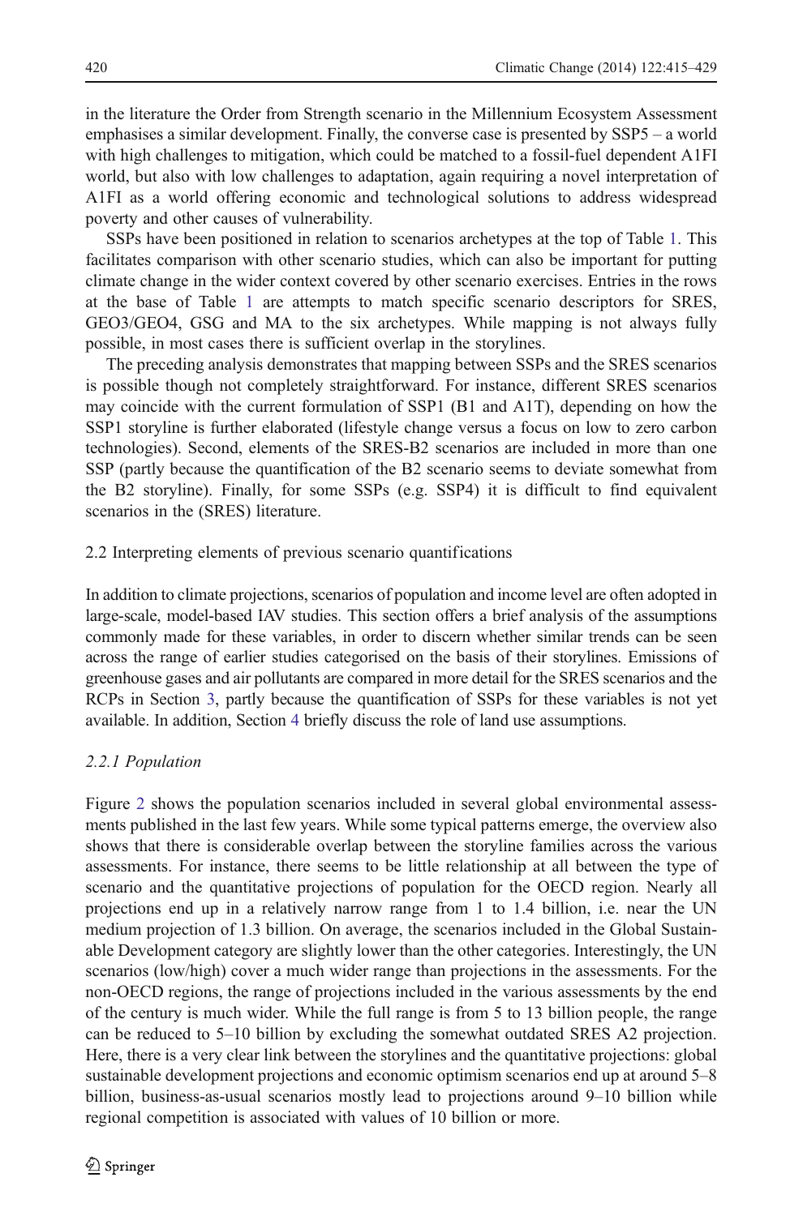in the literature the Order from Strength scenario in the Millennium Ecosystem Assessment emphasises a similar development. Finally, the converse case is presented by SSP5 – a world with high challenges to mitigation, which could be matched to a fossil-fuel dependent A1FI world, but also with low challenges to adaptation, again requiring a novel interpretation of A1FI as a world offering economic and technological solutions to address widespread poverty and other causes of vulnerability.

SSPs have been positioned in relation to scenarios archetypes at the top of Table 1. This facilitates comparison with other scenario studies, which can also be important for putting climate change in the wider context covered by other scenario exercises. Entries in the rows at the base of Table 1 are attempts to match specific scenario descriptors for SRES, GEO3/GEO4, GSG and MA to the six archetypes. While mapping is not always fully possible, in most cases there is sufficient overlap in the storylines.

The preceding analysis demonstrates that mapping between SSPs and the SRES scenarios is possible though not completely straightforward. For instance, different SRES scenarios may coincide with the current formulation of SSP1 (B1 and A1T), depending on how the SSP1 storyline is further elaborated (lifestyle change versus a focus on low to zero carbon technologies). Second, elements of the SRES-B2 scenarios are included in more than one SSP (partly because the quantification of the B2 scenario seems to deviate somewhat from the B2 storyline). Finally, for some SSPs (e.g. SSP4) it is difficult to find equivalent scenarios in the (SRES) literature.

## 2.2 Interpreting elements of previous scenario quantifications

In addition to climate projections, scenarios of population and income level are often adopted in large-scale, model-based IAV studies. This section offers a brief analysis of the assumptions commonly made for these variables, in order to discern whether similar trends can be seen across the range of earlier studies categorised on the basis of their storylines. Emissions of greenhouse gases and air pollutants are compared in more detail for the SRES scenarios and the RCPs in Section 3, partly because the quantification of SSPs for these variables is not yet available. In addition, Section 4 briefly discuss the role of land use assumptions.

### *2.2.1 Population*

Figure 2 shows the population scenarios included in several global environmental assessments published in the last few years. While some typical patterns emerge, the overview also shows that there is considerable overlap between the storyline families across the various assessments. For instance, there seems to be little relationship at all between the type of scenario and the quantitative projections of population for the OECD region. Nearly all projections end up in a relatively narrow range from 1 to 1.4 billion, i.e. near the UN medium projection of 1.3 billion. On average, the scenarios included in the Global Sustainable Development category are slightly lower than the other categories. Interestingly, the UN scenarios (low/high) cover a much wider range than projections in the assessments. For the non-OECD regions, the range of projections included in the various assessments by the end of the century is much wider. While the full range is from 5 to 13 billion people, the range can be reduced to 5–10 billion by excluding the somewhat outdated SRES A2 projection. Here, there is a very clear link between the storylines and the quantitative projections: global sustainable development projections and economic optimism scenarios end up at around 5–8 billion, business-as-usual scenarios mostly lead to projections around 9–10 billion while regional competition is associated with values of 10 billion or more.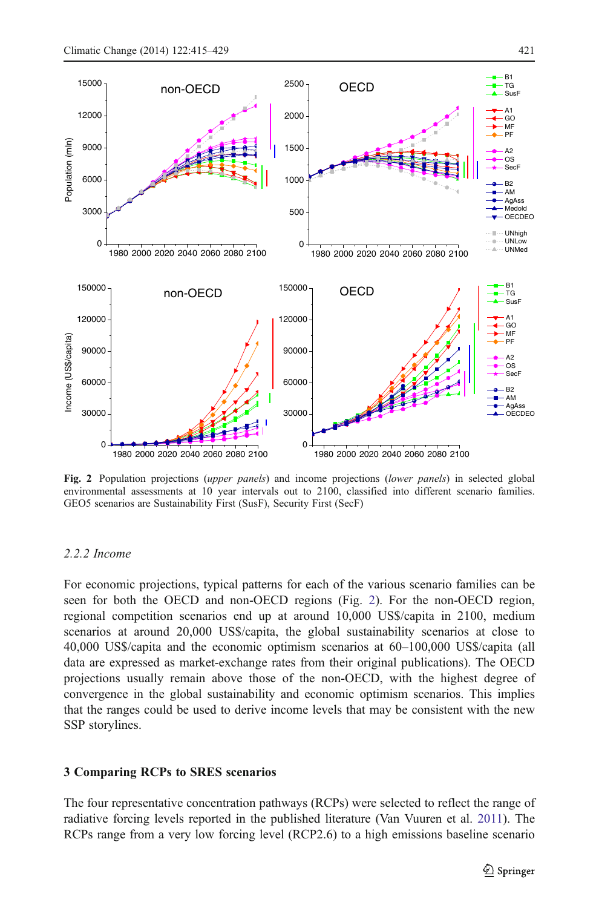Fig. 2 Population projections (*upper panels*) and income projections (*lower panels*) in selected global environmental assessments at 10 year intervals out to 2100, classified into different scenario families. GEO5 scenarios are Sustainability First (SusF), Security First (SecF)

### 2.2.2 Income

For economic projections, typical patterns for each of the various scenario families can be seen for both the OECD and non-OECD regions (Fig. 2). For the non-OECD region, regional competition scenarios end up at around 10,000 US$/capita in 2100, medium scenarios at around 20,000 US$/capita, the global sustainability scenarios at close to 40,000 US$/capita and the economic optimism scenarios at 60–100,000 US$/capita (all data are expressed as market-exchange rates from their original publications). The OECD projections usually remain above those of the non-OECD, with the highest degree of convergence in the global sustainability and economic optimism scenarios. This implies that the ranges could be used to derive income levels that may be consistent with the new SSP storylines.

## 3 Comparing RCPs to SRES scenarios

The four representative concentration pathways (RCPs) were selected to reflect the range of radiative forcing levels reported in the published literature (Van Vuuren et al. 2011). The RCPs range from a very low forcing level (RCP2.6) to a high emissions baseline scenario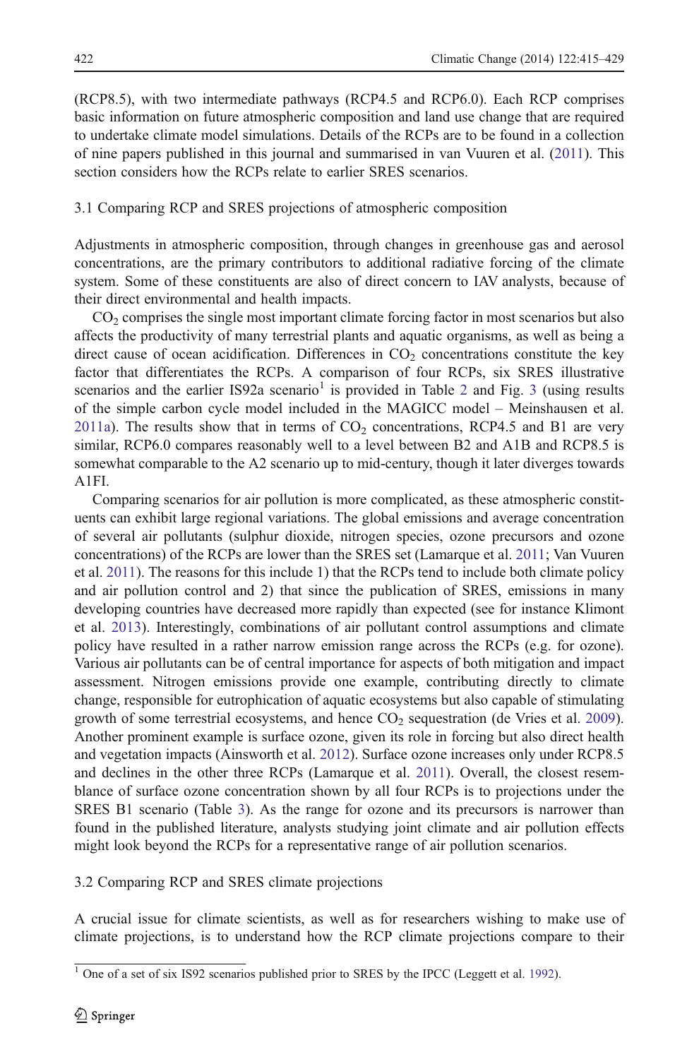(RCP8.5), with two intermediate pathways (RCP4.5 and RCP6.0). Each RCP comprises basic information on future atmospheric composition and land use change that are required to undertake climate model simulations. Details of the RCPs are to be found in a collection of nine papers published in this journal and summarised in van Vuuren et al. (2011). This section considers how the RCPs relate to earlier SRES scenarios.

### 3.1 Comparing RCP and SRES projections of atmospheric composition

Adjustments in atmospheric composition, through changes in greenhouse gas and aerosol concentrations, are the primary contributors to additional radiative forcing of the climate system. Some of these constituents are also of direct concern to IAV analysts, because of their direct environmental and health impacts.

$CO_2$ comprises the single most important climate forcing factor in most scenarios but also affects the productivity of many terrestrial plants and aquatic organisms, as well as being a direct cause of ocean acidification. Differences in $CO_2$ concentrations constitute the key factor that differentiates the RCPs. A comparison of four RCPs, six SRES illustrative scenarios and the earlier IS92a scenario[1] is provided in Table 2 and Fig. 3 (using results of the simple carbon cycle model included in the MAGICC model – Meinshausen et al. 2011a). The results show that in terms of $CO_2$ concentrations, RCP4.5 and B1 are very similar, RCP6.0 compares reasonably well to a level between B2 and A1B and RCP8.5 is somewhat comparable to the A2 scenario up to mid-century, though it later diverges towards A1FI.

Comparing scenarios for air pollution is more complicated, as these atmospheric constituents can exhibit large regional variations. The global emissions and average concentration of several air pollutants (sulphur dioxide, nitrogen species, ozone precursors and ozone concentrations) of the RCPs are lower than the SRES set (Lamarque et al. 2011; Van Vuuren et al. 2011). The reasons for this include 1) that the RCPs tend to include both climate policy and air pollution control and 2) that since the publication of SRES, emissions in many developing countries have decreased more rapidly than expected (see for instance Klimont et al. 2013). Interestingly, combinations of air pollutant control assumptions and climate policy have resulted in a rather narrow emission range across the RCPs (e.g. for ozone). Various air pollutants can be of central importance for aspects of both mitigation and impact assessment. Nitrogen emissions provide one example, contributing directly to climate change, responsible for eutrophication of aquatic ecosystems but also capable of stimulating growth of some terrestrial ecosystems, and hence $CO_2$ sequestration (de Vries et al. 2009). Another prominent example is surface ozone, given its role in forcing but also direct health and vegetation impacts (Ainsworth et al. 2012). Surface ozone increases only under RCP8.5 and declines in the other three RCPs (Lamarque et al. 2011). Overall, the closest resemblance of surface ozone concentration shown by all four RCPs is to projections under the SRES B1 scenario (Table 3). As the range for ozone and its precursors is narrower than found in the published literature, analysts studying joint climate and air pollution effects might look beyond the RCPs for a representative range of air pollution scenarios.

### 3.2 Comparing RCP and SRES climate projections

A crucial issue for climate scientists, as well as for researchers wishing to make use of climate projections, is to understand how the RCP climate projections compare to their

[1] One of a set of six IS92 scenarios published prior to SRES by the IPCC (Leggett et al. 1992).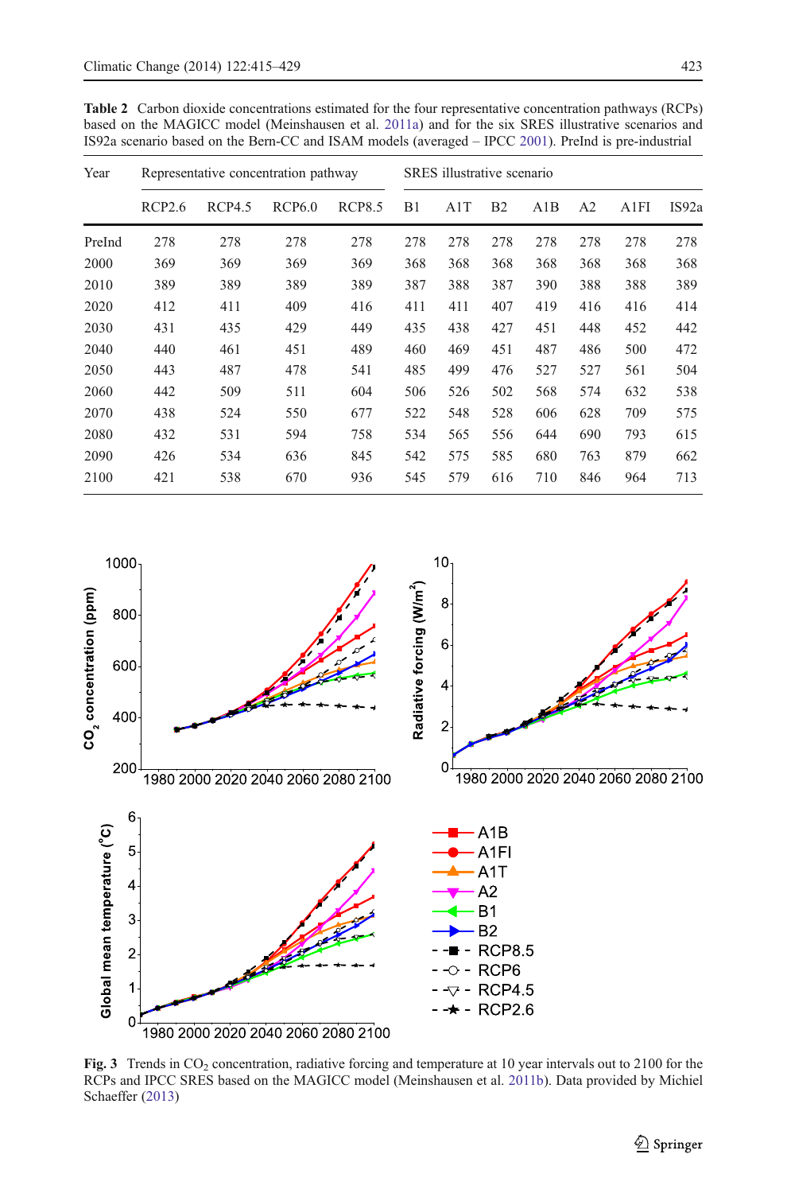**Table 2** Carbon dioxide concentrations estimated for the four representative concentration pathways (RCPs) based on the MAGICC model (Meinshausen et al. 2011a) and for the six SRES illustrative scenarios and IS92a scenario based on the Bern-CC and ISAM models (averaged – IPCC 2001). PreInd is pre-industrial

| Year | Representative concentration pathway | | | | SRES illustrative scenario | | | | | | |
|---|---|---|---|---|---|---|---|---|---|---|---|
| | RCP2.6 | RCP4.5 | RCP6.0 | RCP8.5 | B1 | A1T | B2 | A1B | A2 | A1FI | IS92a |
| PreInd | 278 | 278 | 278 | 278 | 278 | 278 | 278 | 278 | 278 | 278 | 278 |
| 2000 | 369 | 369 | 369 | 369 | 368 | 368 | 368 | 368 | 368 | 368 | 368 |
| 2010 | 389 | 389 | 389 | 389 | 387 | 388 | 387 | 390 | 388 | 388 | 389 |
| 2020 | 412 | 411 | 409 | 416 | 411 | 411 | 407 | 419 | 416 | 416 | 414 |
| 2030 | 431 | 435 | 429 | 449 | 435 | 438 | 427 | 451 | 448 | 452 | 442 |
| 2040 | 440 | 461 | 451 | 489 | 460 | 469 | 451 | 487 | 486 | 500 | 472 |
| 2050 | 443 | 487 | 478 | 541 | 485 | 499 | 476 | 527 | 527 | 561 | 504 |
| 2060 | 442 | 509 | 511 | 604 | 506 | 526 | 502 | 568 | 574 | 632 | 538 |
| 2070 | 438 | 524 | 550 | 677 | 522 | 548 | 528 | 606 | 628 | 709 | 575 |
| 2080 | 432 | 531 | 594 | 758 | 534 | 565 | 556 | 644 | 690 | 793 | 615 |
| 2090 | 426 | 534 | 636 | 845 | 542 | 575 | 585 | 680 | 763 | 879 | 662 |
| 2100 | 421 | 538 | 670 | 936 | 545 | 579 | 616 | 710 | 846 | 964 | 713 |

**Fig. 3** Trends in $CO_2$ concentration, radiative forcing and temperature at 10 year intervals out to 2100 for the RCPs and IPCC SRES based on the MAGICC model (Meinshausen et al. 2011b). Data provided by Michiel Schaeffer (2013)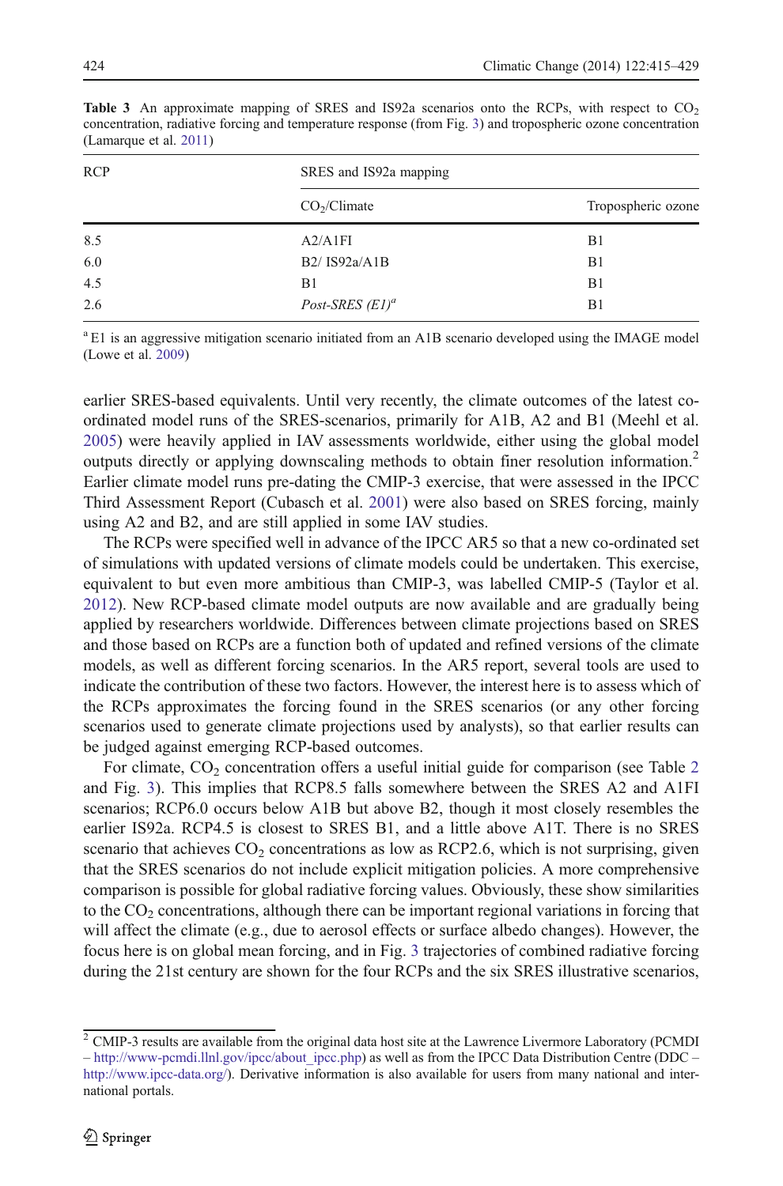**Table 3** An approximate mapping of SRES and IS92a scenarios onto the RCPs, with respect to $CO_2$ concentration, radiative forcing and temperature response (from Fig. 3) and tropospheric ozone concentration (Lamarque et al. 2011)

| RCP | SRES and IS92a mapping | |
|---|---|---|
| | $CO_2$/Climate | Tropospheric ozone |
| 8.5 | A2/A1FI | B1 |
| 6.0 | B2/ IS92a/A1B | B1 |
| 4.5 | B1 | B1 |
| 2.6 | *Post-SRES (E1)*[a] | B1 |

[a] E1 is an aggressive mitigation scenario initiated from an A1B scenario developed using the IMAGE model (Lowe et al. 2009)

earlier SRES-based equivalents. Until very recently, the climate outcomes of the latest co-ordinated model runs of the SRES-scenarios, primarily for A1B, A2 and B1 (Meehl et al. 2005) were heavily applied in IAV assessments worldwide, either using the global model outputs directly or applying downscaling methods to obtain finer resolution information.[2] Earlier climate model runs pre-dating the CMIP-3 exercise, that were assessed in the IPCC Third Assessment Report (Cubasch et al. 2001) were also based on SRES forcing, mainly using A2 and B2, and are still applied in some IAV studies.

The RCPs were specified well in advance of the IPCC AR5 so that a new co-ordinated set of simulations with updated versions of climate models could be undertaken. This exercise, equivalent to but even more ambitious than CMIP-3, was labelled CMIP-5 (Taylor et al. 2012). New RCP-based climate model outputs are now available and are gradually being applied by researchers worldwide. Differences between climate projections based on SRES and those based on RCPs are a function both of updated and refined versions of the climate models, as well as different forcing scenarios. In the AR5 report, several tools are used to indicate the contribution of these two factors. However, the interest here is to assess which of the RCPs approximates the forcing found in the SRES scenarios (or any other forcing scenarios used to generate climate projections used by analysts), so that earlier results can be judged against emerging RCP-based outcomes.

For climate, $CO_2$ concentration offers a useful initial guide for comparison (see Table 2 and Fig. 3). This implies that RCP8.5 falls somewhere between the SRES A2 and A1FI scenarios; RCP6.0 occurs below A1B but above B2, though it most closely resembles the earlier IS92a. RCP4.5 is closest to SRES B1, and a little above A1T. There is no SRES scenario that achieves $CO_2$ concentrations as low as RCP2.6, which is not surprising, given that the SRES scenarios do not include explicit mitigation policies. A more comprehensive comparison is possible for global radiative forcing values. Obviously, these show similarities to the $CO_2$ concentrations, although there can be important regional variations in forcing that will affect the climate (e.g., due to aerosol effects or surface albedo changes). However, the focus here is on global mean forcing, and in Fig. 3 trajectories of combined radiative forcing during the 21st century are shown for the four RCPs and the six SRES illustrative scenarios,

[2] CMIP-3 results are available from the original data host site at the Lawrence Livermore Laboratory (PCMDI – http://www-pcmdi.llnl.gov/ipcc/about_ipcc.php) as well as from the IPCC Data Distribution Centre (DDC – http://www.ipcc-data.org/). Derivative information is also available for users from many national and international portals.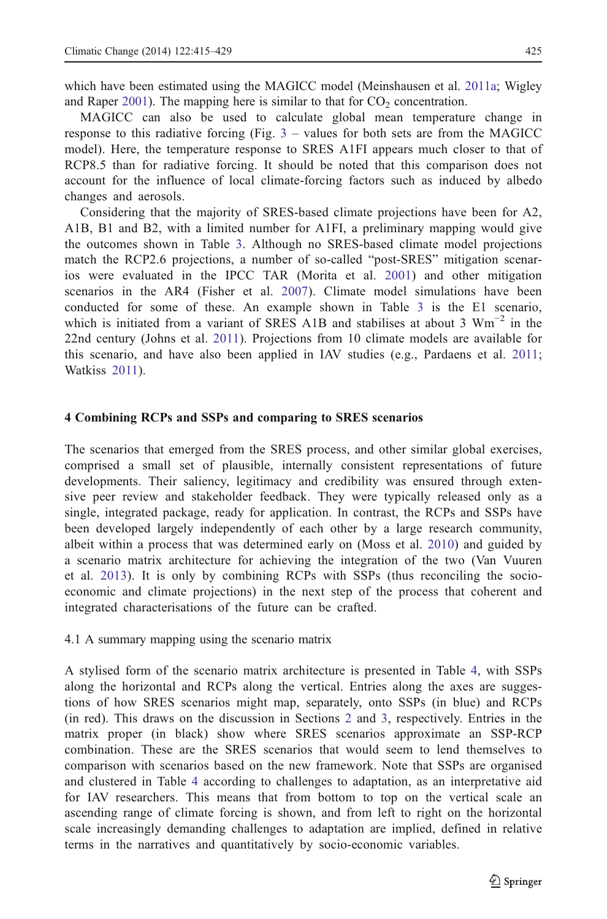which have been estimated using the MAGICC model (Meinshausen et al. 2011a; Wigley and Raper 2001). The mapping here is similar to that for $CO_2$ concentration.

MAGICC can also be used to calculate global mean temperature change in response to this radiative forcing (Fig. 3 – values for both sets are from the MAGICC model). Here, the temperature response to SRES A1FI appears much closer to that of RCP8.5 than for radiative forcing. It should be noted that this comparison does not account for the influence of local climate-forcing factors such as induced by albedo changes and aerosols.

Considering that the majority of SRES-based climate projections have been for A2, A1B, B1 and B2, with a limited number for A1FI, a preliminary mapping would give the outcomes shown in Table 3. Although no SRES-based climate model projections match the RCP2.6 projections, a number of so-called "post-SRES" mitigation scenarios were evaluated in the IPCC TAR (Morita et al. 2001) and other mitigation scenarios in the AR4 (Fisher et al. 2007). Climate model simulations have been conducted for some of these. An example shown in Table 3 is the E1 scenario, which is initiated from a variant of SRES A1B and stabilises at about 3 $Wm^{-2}$ in the 22nd century (Johns et al. 2011). Projections from 10 climate models are available for this scenario, and have also been applied in IAV studies (e.g., Pardaens et al. 2011; Watkiss 2011).

## 4 Combining RCPs and SSPs and comparing to SRES scenarios

The scenarios that emerged from the SRES process, and other similar global exercises, comprised a small set of plausible, internally consistent representations of future developments. Their saliency, legitimacy and credibility was ensured through extensive peer review and stakeholder feedback. They were typically released only as a single, integrated package, ready for application. In contrast, the RCPs and SSPs have been developed largely independently of each other by a large research community, albeit within a process that was determined early on (Moss et al. 2010) and guided by a scenario matrix architecture for achieving the integration of the two (Van Vuuren et al. 2013). It is only by combining RCPs with SSPs (thus reconciling the socio-economic and climate projections) in the next step of the process that coherent and integrated characterisations of the future can be crafted.

### 4.1 A summary mapping using the scenario matrix

A stylised form of the scenario matrix architecture is presented in Table 4, with SSPs along the horizontal and RCPs along the vertical. Entries along the axes are suggestions of how SRES scenarios might map, separately, onto SSPs (in blue) and RCPs (in red). This draws on the discussion in Sections 2 and 3, respectively. Entries in the matrix proper (in black) show where SRES scenarios approximate an SSP-RCP combination. These are the SRES scenarios that would seem to lend themselves to comparison with scenarios based on the new framework. Note that SSPs are organised and clustered in Table 4 according to challenges to adaptation, as an interpretative aid for IAV researchers. This means that from bottom to top on the vertical scale an ascending range of climate forcing is shown, and from left to right on the horizontal scale increasingly demanding challenges to adaptation are implied, defined in relative terms in the narratives and quantitatively by socio-economic variables.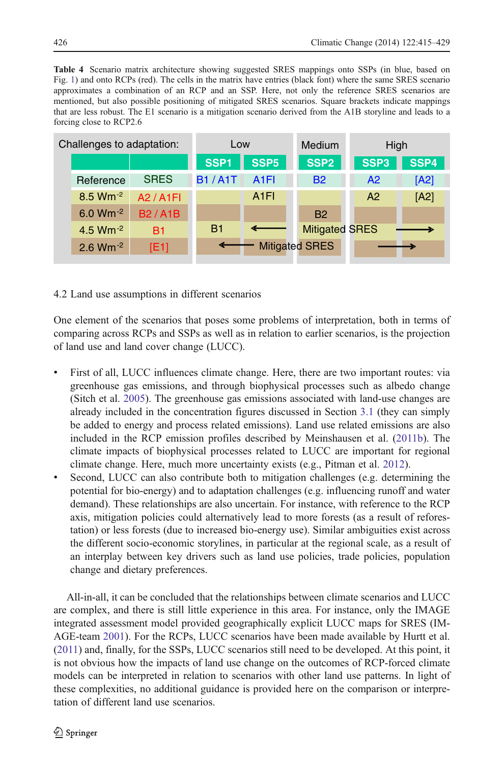**Table 4** Scenario matrix architecture showing suggested SRES mappings onto SSPs (in blue, based on Fig. 1) and onto RCPs (red). The cells in the matrix have entries (black font) where the same SRES scenario approximates a combination of an RCP and an SSP. Here, not only the reference SRES scenarios are mentioned, but also possible positioning of mitigated SRES scenarios. Square brackets indicate mappings that are less robust. The E1 scenario is a mitigation scenario derived from the A1B storyline and leads to a forcing close to RCP2.6

| Challenges to adaptation: | | Low | | Medium | High | |
|---|---|---|---|---|---|---|
| | | SSP1 | SSP5 | SSP2 | SSP3 | SSP4 |
| Reference | SRES | B1 / A1T | A1FI | B2 | A2 | [A2] |
| $8.5\ Wm^{-2}$ | A2 / A1FI | | A1FI | | A2 | [A2] |
| $6.0\ Wm^{-2}$ | B2 / A1B | | | B2 | | |
| $4.5\ Wm^{-2}$ | B1 | B1 | ⟵ | Mitigated SRES | ⟶ | |
| $2.6\ Wm^{-2}$ | [E1] | ⟵ | Mitigated SRES | | ⟶ | |

## 4.2 Land use assumptions in different scenarios

One element of the scenarios that poses some problems of interpretation, both in terms of comparing across RCPs and SSPs as well as in relation to earlier scenarios, is the projection of land use and land cover change (LUCC).

- First of all, LUCC influences climate change. Here, there are two important routes: via greenhouse gas emissions, and through biophysical processes such as albedo change (Sitch et al. 2005). The greenhouse gas emissions associated with land-use changes are already included in the concentration figures discussed in Section 3.1 (they can simply be added to energy and process related emissions). Land use related emissions are also included in the RCP emission profiles described by Meinshausen et al. (2011b). The climate impacts of biophysical processes related to LUCC are important for regional climate change. Here, much more uncertainty exists (e.g., Pitman et al. 2012).
- Second, LUCC can also contribute both to mitigation challenges (e.g. determining the potential for bio-energy) and to adaptation challenges (e.g. influencing runoff and water demand). These relationships are also uncertain. For instance, with reference to the RCP axis, mitigation policies could alternatively lead to more forests (as a result of reforestation) or less forests (due to increased bio-energy use). Similar ambiguities exist across the different socio-economic storylines, in particular at the regional scale, as a result of an interplay between key drivers such as land use policies, trade policies, population change and dietary preferences.

All-in-all, it can be concluded that the relationships between climate scenarios and LUCC are complex, and there is still little experience in this area. For instance, only the IMAGE integrated assessment model provided geographically explicit LUCC maps for SRES (IMAGE-team 2001). For the RCPs, LUCC scenarios have been made available by Hurtt et al. (2011) and, finally, for the SSPs, LUCC scenarios still need to be developed. At this point, it is not obvious how the impacts of land use change on the outcomes of RCP-forced climate models can be interpreted in relation to scenarios with other land use patterns. In light of these complexities, no additional guidance is provided here on the comparison or interpretation of different land use scenarios.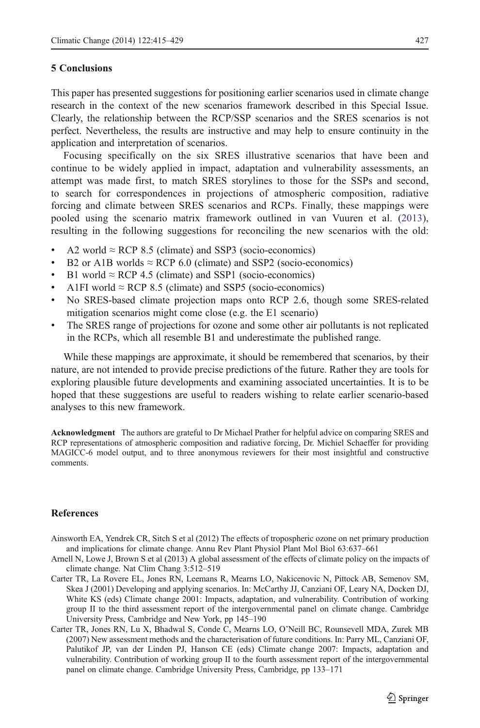## 5 Conclusions

This paper has presented suggestions for positioning earlier scenarios used in climate change research in the context of the new scenarios framework described in this Special Issue. Clearly, the relationship between the RCP/SSP scenarios and the SRES scenarios is not perfect. Nevertheless, the results are instructive and may help to ensure continuity in the application and interpretation of scenarios.

Focusing specifically on the six SRES illustrative scenarios that have been and continue to be widely applied in impact, adaptation and vulnerability assessments, an attempt was made first, to match SRES storylines to those for the SSPs and second, to search for correspondences in projections of atmospheric composition, radiative forcing and climate between SRES scenarios and RCPs. Finally, these mappings were pooled using the scenario matrix framework outlined in van Vuuren et al. (2013), resulting in the following suggestions for reconciling the new scenarios with the old:

- A2 world ≈ RCP 8.5 (climate) and SSP3 (socio-economics)
- B2 or A1B worlds ≈ RCP 6.0 (climate) and SSP2 (socio-economics)
- B1 world ≈ RCP 4.5 (climate) and SSP1 (socio-economics)
- A1FI world ≈ RCP 8.5 (climate) and SSP5 (socio-economics)
- No SRES-based climate projection maps onto RCP 2.6, though some SRES-related mitigation scenarios might come close (e.g. the E1 scenario)
- The SRES range of projections for ozone and some other air pollutants is not replicated in the RCPs, which all resemble B1 and underestimate the published range.

While these mappings are approximate, it should be remembered that scenarios, by their nature, are not intended to provide precise predictions of the future. Rather they are tools for exploring plausible future developments and examining associated uncertainties. It is to be hoped that these suggestions are useful to readers wishing to relate earlier scenario-based analyses to this new framework.

**Acknowledgment** The authors are grateful to Dr Michael Prather for helpful advice on comparing SRES and RCP representations of atmospheric composition and radiative forcing, Dr. Michiel Schaeffer for providing MAGICC-6 model output, and to three anonymous reviewers for their most insightful and constructive comments.

## References

Ainsworth EA, Yendrek CR, Sitch S et al (2012) The effects of tropospheric ozone on net primary production and implications for climate change. Annu Rev Plant Physiol Plant Mol Biol 63:637–661

Arnell N, Lowe J, Brown S et al (2013) A global assessment of the effects of climate policy on the impacts of climate change. Nat Clim Chang 3:512–519

Carter TR, La Rovere EL, Jones RN, Leemans R, Mearns LO, Nakicenovic N, Pittock AB, Semenov SM, Skea J (2001) Developing and applying scenarios. In: McCarthy JJ, Canziani OF, Leary NA, Docken DJ, White KS (eds) Climate change 2001: Impacts, adaptation, and vulnerability. Contribution of working group II to the third assessment report of the intergovernmental panel on climate change. Cambridge University Press, Cambridge and New York, pp 145–190

Carter TR, Jones RN, Lu X, Bhadwal S, Conde C, Mearns LO, O'Neill BC, Rounsevell MDA, Zurek MB (2007) New assessment methods and the characterisation of future conditions. In: Parry ML, Canziani OF, Palutikof JP, van der Linden PJ, Hanson CE (eds) Climate change 2007: Impacts, adaptation and vulnerability. Contribution of working group II to the fourth assessment report of the intergovernmental panel on climate change. Cambridge University Press, Cambridge, pp 133–171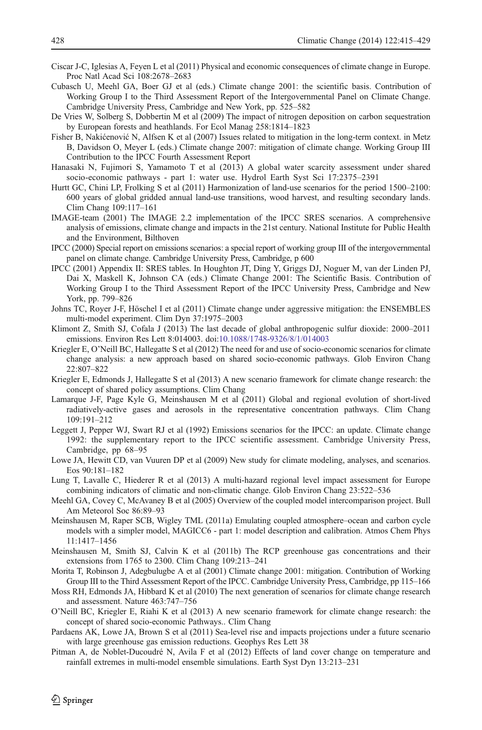Ciscar J-C, Iglesias A, Feyen L et al (2011) Physical and economic consequences of climate change in Europe. Proc Natl Acad Sci 108:2678–2683

Cubasch U, Meehl GA, Boer GJ et al (eds.) Climate change 2001: the scientific basis. Contribution of Working Group I to the Third Assessment Report of the Intergovernmental Panel on Climate Change. Cambridge University Press, Cambridge and New York, pp. 525–582

De Vries W, Solberg S, Dobbertin M et al (2009) The impact of nitrogen deposition on carbon sequestration by European forests and heathlands. For Ecol Manag 258:1814–1823

Fisher B, Nakićenović N, Alfsen K et al (2007) Issues related to mitigation in the long-term context. in Metz B, Davidson O, Meyer L (eds.) Climate change 2007: mitigation of climate change. Working Group III Contribution to the IPCC Fourth Assessment Report

Hanasaki N, Fujimori S, Yamamoto T et al (2013) A global water scarcity assessment under shared socio-economic pathways - part 1: water use. Hydrol Earth Syst Sci 17:2375–2391

Hurtt GC, Chini LP, Frolking S et al (2011) Harmonization of land-use scenarios for the period 1500–2100: 600 years of global gridded annual land-use transitions, wood harvest, and resulting secondary lands. Clim Chang 109:117–161

IMAGE-team (2001) The IMAGE 2.2 implementation of the IPCC SRES scenarios. A comprehensive analysis of emissions, climate change and impacts in the 21st century. National Institute for Public Health and the Environment, Bilthoven

IPCC (2000) Special report on emissions scenarios: a special report of working group III of the intergovernmental panel on climate change. Cambridge University Press, Cambridge, p 600

IPCC (2001) Appendix II: SRES tables. In Houghton JT, Ding Y, Griggs DJ, Noguer M, van der Linden PJ, Dai X, Maskell K, Johnson CA (eds.) Climate Change 2001: The Scientific Basis. Contribution of Working Group I to the Third Assessment Report of the IPCC University Press, Cambridge and New York, pp. 799–826

Johns TC, Royer J-F, Höschel I et al (2011) Climate change under aggressive mitigation: the ENSEMBLES multi-model experiment. Clim Dyn 37:1975–2003

Klimont Z, Smith SJ, Cofala J (2013) The last decade of global anthropogenic sulfur dioxide: 2000–2011 emissions. Environ Res Lett 8:014003. doi:10.1088/1748-9326/8/1/014003

Kriegler E, O'Neill BC, Hallegatte S et al (2012) The need for and use of socio-economic scenarios for climate change analysis: a new approach based on shared socio-economic pathways. Glob Environ Chang 22:807–822

Kriegler E, Edmonds J, Hallegatte S et al (2013) A new scenario framework for climate change research: the concept of shared policy assumptions. Clim Chang

Lamarque J-F, Page Kyle G, Meinshausen M et al (2011) Global and regional evolution of short-lived radiatively-active gases and aerosols in the representative concentration pathways. Clim Chang 109:191–212

Leggett J, Pepper WJ, Swart RJ et al (1992) Emissions scenarios for the IPCC: an update. Climate change 1992: the supplementary report to the IPCC scientific assessment. Cambridge University Press, Cambridge, pp 68–95

Lowe JA, Hewitt CD, van Vuuren DP et al (2009) New study for climate modeling, analyses, and scenarios. Eos 90:181–182

Lung T, Lavalle C, Hiederer R et al (2013) A multi-hazard regional level impact assessment for Europe combining indicators of climatic and non-climatic change. Glob Environ Chang 23:522–536

Meehl GA, Covey C, McAvaney B et al (2005) Overview of the coupled model intercomparison project. Bull Am Meteorol Soc 86:89–93

Meinshausen M, Raper SCB, Wigley TML (2011a) Emulating coupled atmosphere–ocean and carbon cycle models with a simpler model, MAGICC6 - part 1: model description and calibration. Atmos Chem Phys 11:1417–1456

Meinshausen M, Smith SJ, Calvin K et al (2011b) The RCP greenhouse gas concentrations and their extensions from 1765 to 2300. Clim Chang 109:213–241

Morita T, Robinson J, Adegbulugbe A et al (2001) Climate change 2001: mitigation. Contribution of Working Group III to the Third Assessment Report of the IPCC. Cambridge University Press, Cambridge, pp 115–166

Moss RH, Edmonds JA, Hibbard K et al (2010) The next generation of scenarios for climate change research and assessment. Nature 463:747–756

O'Neill BC, Kriegler E, Riahi K et al (2013) A new scenario framework for climate change research: the concept of shared socio-economic Pathways.. Clim Chang

Pardaens AK, Lowe JA, Brown S et al (2011) Sea-level rise and impacts projections under a future scenario with large greenhouse gas emission reductions. Geophys Res Lett 38

Pitman A, de Noblet-Ducoudré N, Avila F et al (2012) Effects of land cover change on temperature and rainfall extremes in multi-model ensemble simulations. Earth Syst Dyn 13:213–231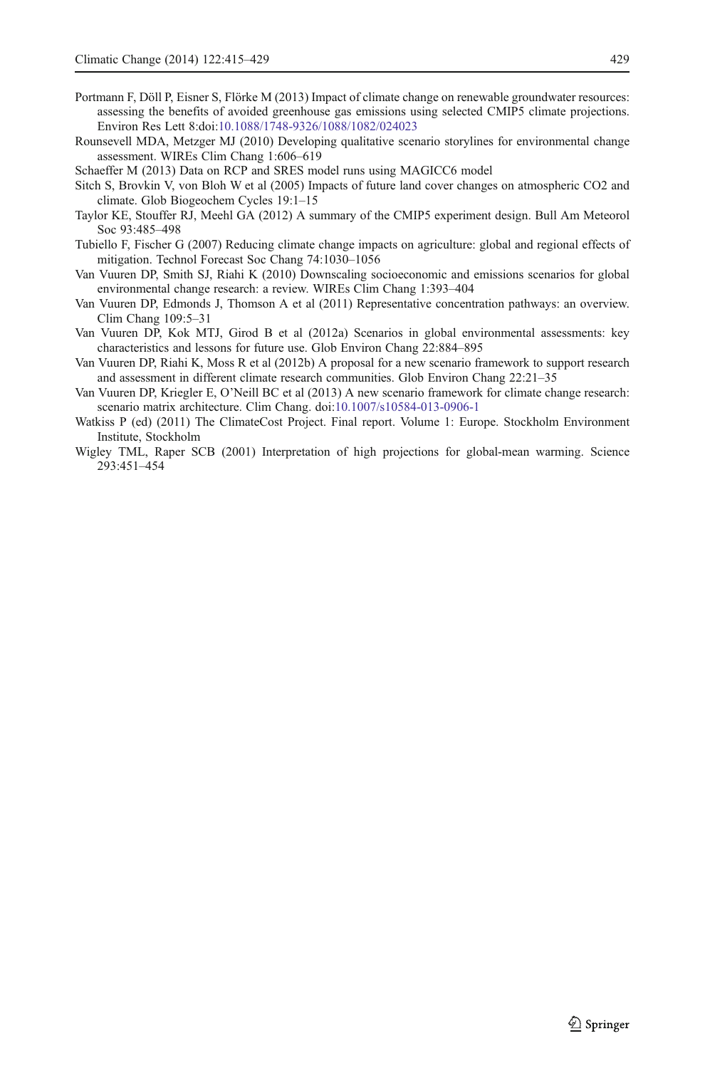Portmann F, Döll P, Eisner S, Flörke M (2013) Impact of climate change on renewable groundwater resources: assessing the benefits of avoided greenhouse gas emissions using selected CMIP5 climate projections. Environ Res Lett 8:doi:10.1088/1748-9326/1088/1082/024023

Rounsevell MDA, Metzger MJ (2010) Developing qualitative scenario storylines for environmental change assessment. WIREs Clim Chang 1:606–619

Schaeffer M (2013) Data on RCP and SRES model runs using MAGICC6 model

Sitch S, Brovkin V, von Bloh W et al (2005) Impacts of future land cover changes on atmospheric CO2 and climate. Glob Biogeochem Cycles 19:1–15

Taylor KE, Stouffer RJ, Meehl GA (2012) A summary of the CMIP5 experiment design. Bull Am Meteorol Soc 93:485–498

Tubiello F, Fischer G (2007) Reducing climate change impacts on agriculture: global and regional effects of mitigation. Technol Forecast Soc Chang 74:1030–1056

Van Vuuren DP, Smith SJ, Riahi K (2010) Downscaling socioeconomic and emissions scenarios for global environmental change research: a review. WIREs Clim Chang 1:393–404

Van Vuuren DP, Edmonds J, Thomson A et al (2011) Representative concentration pathways: an overview. Clim Chang 109:5–31

Van Vuuren DP, Kok MTJ, Girod B et al (2012a) Scenarios in global environmental assessments: key characteristics and lessons for future use. Glob Environ Chang 22:884–895

Van Vuuren DP, Riahi K, Moss R et al (2012b) A proposal for a new scenario framework to support research and assessment in different climate research communities. Glob Environ Chang 22:21–35

Van Vuuren DP, Kriegler E, O'Neill BC et al (2013) A new scenario framework for climate change research: scenario matrix architecture. Clim Chang. doi:10.1007/s10584-013-0906-1

Watkiss P (ed) (2011) The ClimateCost Project. Final report. Volume 1: Europe. Stockholm Environment Institute, Stockholm

Wigley TML, Raper SCB (2001) Interpretation of high projections for global-mean warming. Science 293:451–454